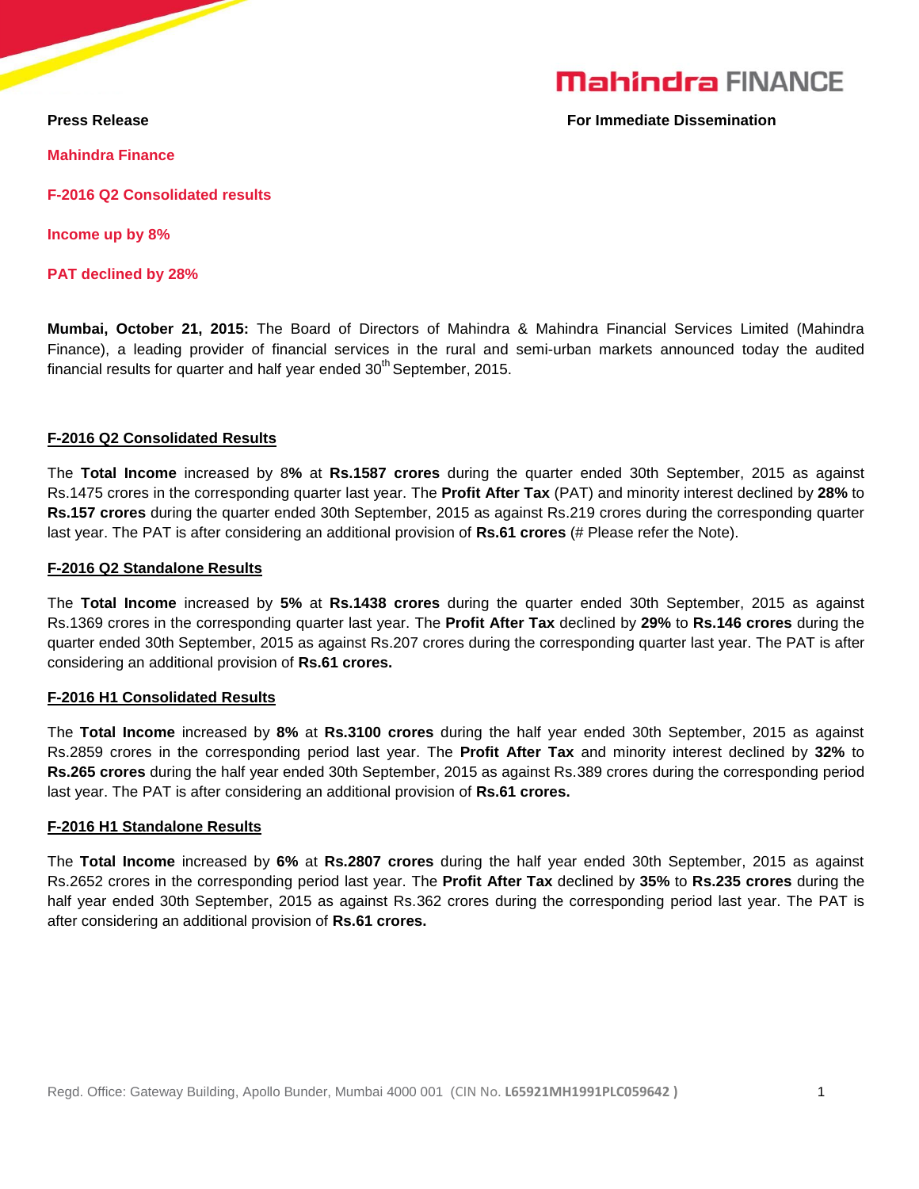**Mahindra FINANCE**

**Press Release** **For Immediate Dissemination**

**Mahindra Finance**

**F-2016 Q2 Consolidated results**

**Income up by 8%**

**PAT declined by 28%**

**Mumbai, October 21, 2015:** The Board of Directors of Mahindra & Mahindra Financial Services Limited (Mahindra Finance), a leading provider of financial services in the rural and semi-urban markets announced today the audited financial results for quarter and half year ended 30th September, 2015.

## F-2016 Q2 Consolidated Results

The **Total Income** increased by 8**%** at **Rs.1587 crores** during the quarter ended 30th September, 2015 as against Rs.1475 crores in the corresponding quarter last year. The **Profit After Tax** (PAT) and minority interest declined by **28%** to **Rs.157 crores** during the quarter ended 30th September, 2015 as against Rs.219 crores during the corresponding quarter last year. The PAT is after considering an additional provision of **Rs.61 crores** (# Please refer the Note).

## F-2016 Q2 Standalone Results

The **Total Income** increased by **5%** at **Rs.1438 crores** during the quarter ended 30th September, 2015 as against Rs.1369 crores in the corresponding quarter last year. The **Profit After Tax** declined by **29%** to **Rs.146 crores** during the quarter ended 30th September, 2015 as against Rs.207 crores during the corresponding quarter last year. The PAT is after considering an additional provision of **Rs.61 crores.**

## F-2016 H1 Consolidated Results

The **Total Income** increased by **8%** at **Rs.3100 crores** during the half year ended 30th September, 2015 as against Rs.2859 crores in the corresponding period last year. The **Profit After Tax** and minority interest declined by **32%** to **Rs.265 crores** during the half year ended 30th September, 2015 as against Rs.389 crores during the corresponding period last year. The PAT is after considering an additional provision of **Rs.61 crores.**

## F-2016 H1 Standalone Results

The **Total Income** increased by **6%** at **Rs.2807 crores** during the half year ended 30th September, 2015 as against Rs.2652 crores in the corresponding period last year. The **Profit After Tax** declined by **35%** to **Rs.235 crores** during the half year ended 30th September, 2015 as against Rs.362 crores during the corresponding period last year. The PAT is after considering an additional provision of **Rs.61 crores.**

Regd. Office: Gateway Building, Apollo Bunder, Mumbai 4000 001 (CIN No. **L65921MH1991PLC059642**)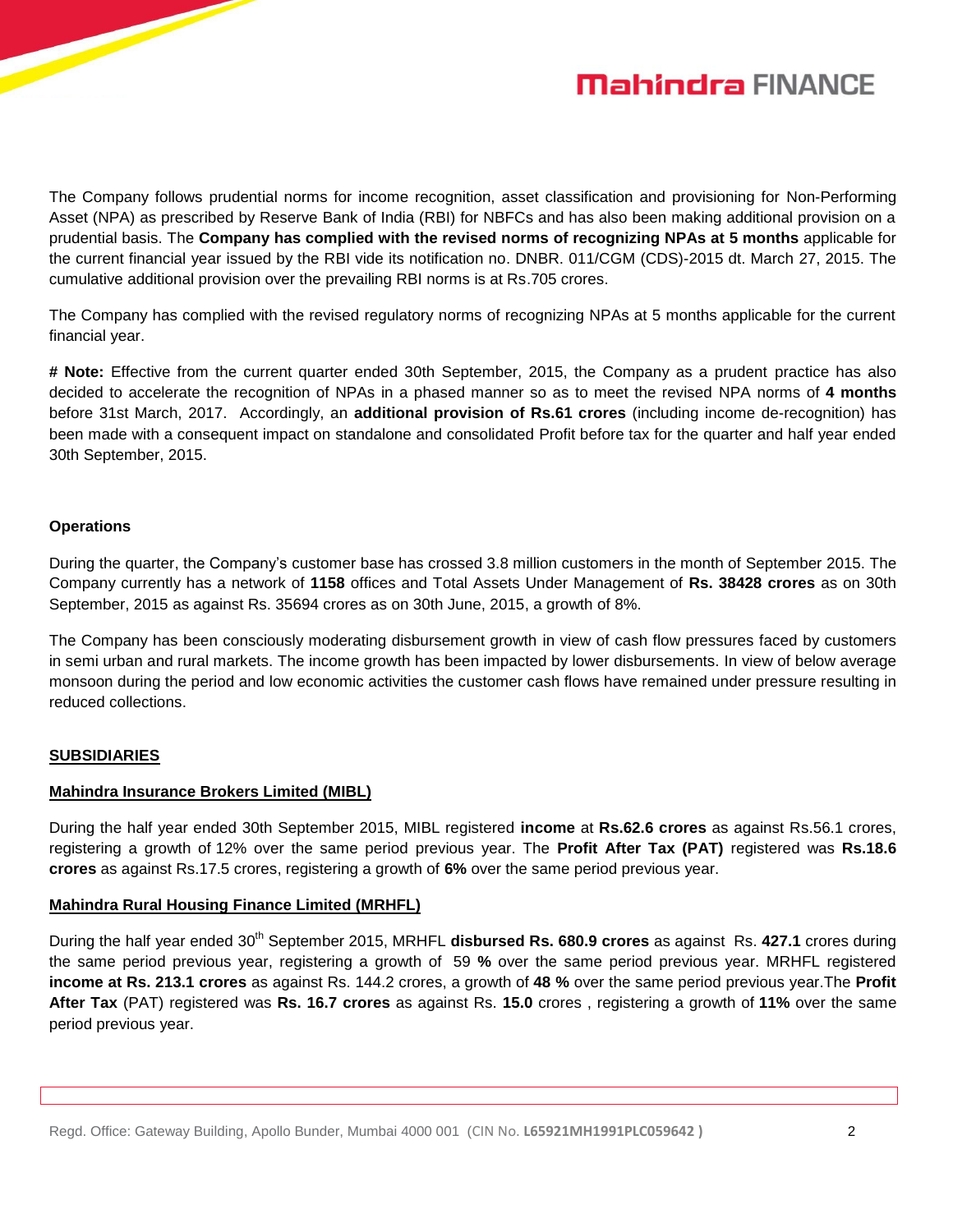The Company follows prudential norms for income recognition, asset classification and provisioning for Non-Performing Asset (NPA) as prescribed by Reserve Bank of India (RBI) for NBFCs and has also been making additional provision on a prudential basis. The **Company has complied with the revised norms of recognizing NPAs at 5 months** applicable for the current financial year issued by the RBI vide its notification no. DNBR. 011/CGM (CDS)-2015 dt. March 27, 2015. The cumulative additional provision over the prevailing RBI norms is at Rs.705 crores.

The Company has complied with the revised regulatory norms of recognizing NPAs at 5 months applicable for the current financial year.

**# Note:** Effective from the current quarter ended 30th September, 2015, the Company as a prudent practice has also decided to accelerate the recognition of NPAs in a phased manner so as to meet the revised NPA norms of **4 months** before 31st March, 2017. Accordingly, an **additional provision of Rs.61 crores** (including income de-recognition) has been made with a consequent impact on standalone and consolidated Profit before tax for the quarter and half year ended 30th September, 2015.

**Operations**

During the quarter, the Company's customer base has crossed 3.8 million customers in the month of September 2015. The Company currently has a network of **1158** offices and Total Assets Under Management of **Rs. 38428 crores** as on 30th September, 2015 as against Rs. 35694 crores as on 30th June, 2015, a growth of 8%.

The Company has been consciously moderating disbursement growth in view of cash flow pressures faced by customers in semi urban and rural markets. The income growth has been impacted by lower disbursements. In view of below average monsoon during the period and low economic activities the customer cash flows have remained under pressure resulting in reduced collections.

## SUBSIDIARIES

### Mahindra Insurance Brokers Limited (MIBL)

During the half year ended 30th September 2015, MIBL registered **income** at **Rs.62.6 crores** as against Rs.56.1 crores, registering a growth of 12% over the same period previous year. The **Profit After Tax (PAT)** registered was **Rs.18.6 crores** as against Rs.17.5 crores, registering a growth of **6%** over the same period previous year.

### Mahindra Rural Housing Finance Limited (MRHFL)

During the half year ended 30th September 2015, MRHFL **disbursed Rs. 680.9 crores** as against Rs. **427.1** crores during the same period previous year, registering a growth of 59 **%** over the same period previous year. MRHFL registered **income at Rs. 213.1 crores** as against Rs. 144.2 crores, a growth of **48 %** over the same period previous year.The **Profit After Tax** (PAT) registered was **Rs. 16.7 crores** as against Rs. **15.0** crores , registering a growth of **11%** over the same period previous year.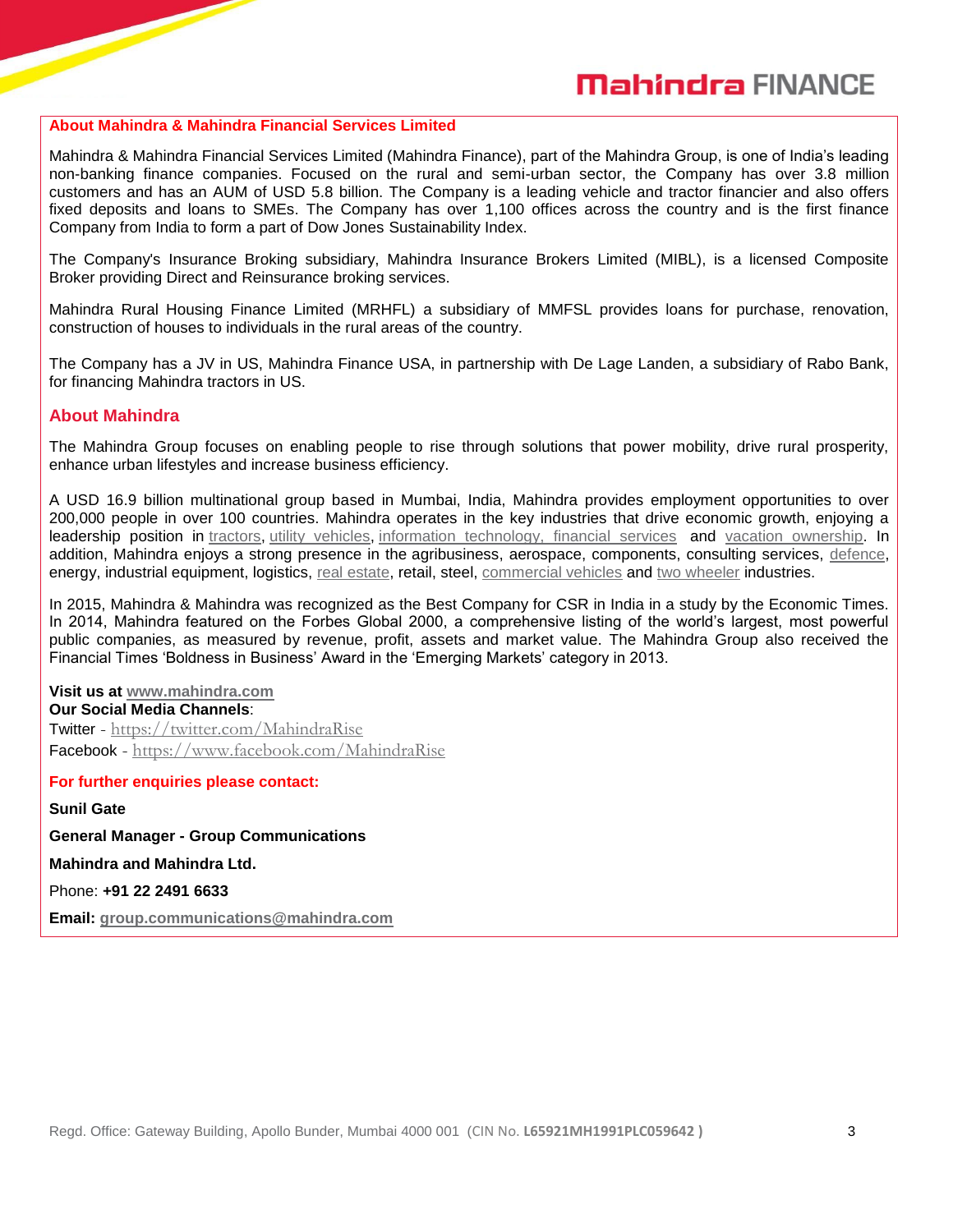## About Mahindra & Mahindra Financial Services Limited

Mahindra & Mahindra Financial Services Limited (Mahindra Finance), part of the Mahindra Group, is one of India's leading non-banking finance companies. Focused on the rural and semi-urban sector, the Company has over 3.8 million customers and has an AUM of USD 5.8 billion. The Company is a leading vehicle and tractor financier and also offers fixed deposits and loans to SMEs. The Company has over 1,100 offices across the country and is the first finance Company from India to form a part of Dow Jones Sustainability Index.

The Company's Insurance Broking subsidiary, Mahindra Insurance Brokers Limited (MIBL), is a licensed Composite Broker providing Direct and Reinsurance broking services.

Mahindra Rural Housing Finance Limited (MRHFL) a subsidiary of MMFSL provides loans for purchase, renovation, construction of houses to individuals in the rural areas of the country.

The Company has a JV in US, Mahindra Finance USA, in partnership with De Lage Landen, a subsidiary of Rabo Bank, for financing Mahindra tractors in US.

## About Mahindra

The Mahindra Group focuses on enabling people to rise through solutions that power mobility, drive rural prosperity, enhance urban lifestyles and increase business efficiency.

A USD 16.9 billion multinational group based in Mumbai, India, Mahindra provides employment opportunities to over 200,000 people in over 100 countries. Mahindra operates in the key industries that drive economic growth, enjoying a leadership position in tractors, utility vehicles, information technology, financial services and vacation ownership. In addition, Mahindra enjoys a strong presence in the agribusiness, aerospace, components, consulting services, defence, energy, industrial equipment, logistics, real estate, retail, steel, commercial vehicles and two wheeler industries.

In 2015, Mahindra & Mahindra was recognized as the Best Company for CSR in India in a study by the Economic Times. In 2014, Mahindra featured on the Forbes Global 2000, a comprehensive listing of the world's largest, most powerful public companies, as measured by revenue, profit, assets and market value. The Mahindra Group also received the Financial Times 'Boldness in Business' Award in the 'Emerging Markets' category in 2013.

**Visit us at www.mahindra.com**
**Our Social Media Channels**:
Twitter - https://twitter.com/MahindraRise
Facebook - https://www.facebook.com/MahindraRise

**For further enquiries please contact:**

**Sunil Gate**

**General Manager - Group Communications**

**Mahindra and Mahindra Ltd.**

Phone: **+91 22 2491 6633**

**Email: group.communications@mahindra.com**

Regd. Office: Gateway Building, Apollo Bunder, Mumbai 4000 001 (CIN No. **L65921MH1991PLC059642** )